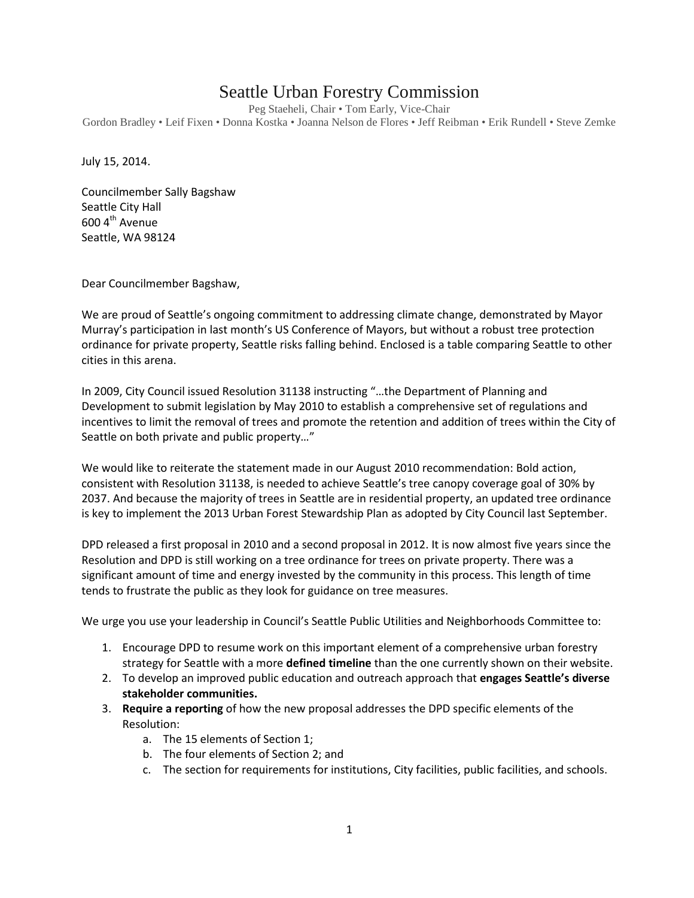# Seattle Urban Forestry Commission

Peg Staeheli, Chair • Tom Early, Vice-Chair
Gordon Bradley • Leif Fixen • Donna Kostka • Joanna Nelson de Flores • Jeff Reibman • Erik Rundell • Steve Zemke

July 15, 2014.

Councilmember Sally Bagshaw
Seattle City Hall
600 4th Avenue
Seattle, WA 98124

Dear Councilmember Bagshaw,

We are proud of Seattle's ongoing commitment to addressing climate change, demonstrated by Mayor Murray's participation in last month's US Conference of Mayors, but without a robust tree protection ordinance for private property, Seattle risks falling behind. Enclosed is a table comparing Seattle to other cities in this arena.

In 2009, City Council issued Resolution 31138 instructing "…the Department of Planning and Development to submit legislation by May 2010 to establish a comprehensive set of regulations and incentives to limit the removal of trees and promote the retention and addition of trees within the City of Seattle on both private and public property…"

We would like to reiterate the statement made in our August 2010 recommendation: Bold action, consistent with Resolution 31138, is needed to achieve Seattle's tree canopy coverage goal of 30% by 2037. And because the majority of trees in Seattle are in residential property, an updated tree ordinance is key to implement the 2013 Urban Forest Stewardship Plan as adopted by City Council last September.

DPD released a first proposal in 2010 and a second proposal in 2012. It is now almost five years since the Resolution and DPD is still working on a tree ordinance for trees on private property. There was a significant amount of time and energy invested by the community in this process. This length of time tends to frustrate the public as they look for guidance on tree measures.

We urge you use your leadership in Council's Seattle Public Utilities and Neighborhoods Committee to:

1. Encourage DPD to resume work on this important element of a comprehensive urban forestry strategy for Seattle with a more **defined timeline** than the one currently shown on their website.
2. To develop an improved public education and outreach approach that **engages Seattle's diverse stakeholder communities.**
3. **Require a reporting** of how the new proposal addresses the DPD specific elements of the Resolution:
   a. The 15 elements of Section 1;
   b. The four elements of Section 2; and
   c. The section for requirements for institutions, City facilities, public facilities, and schools.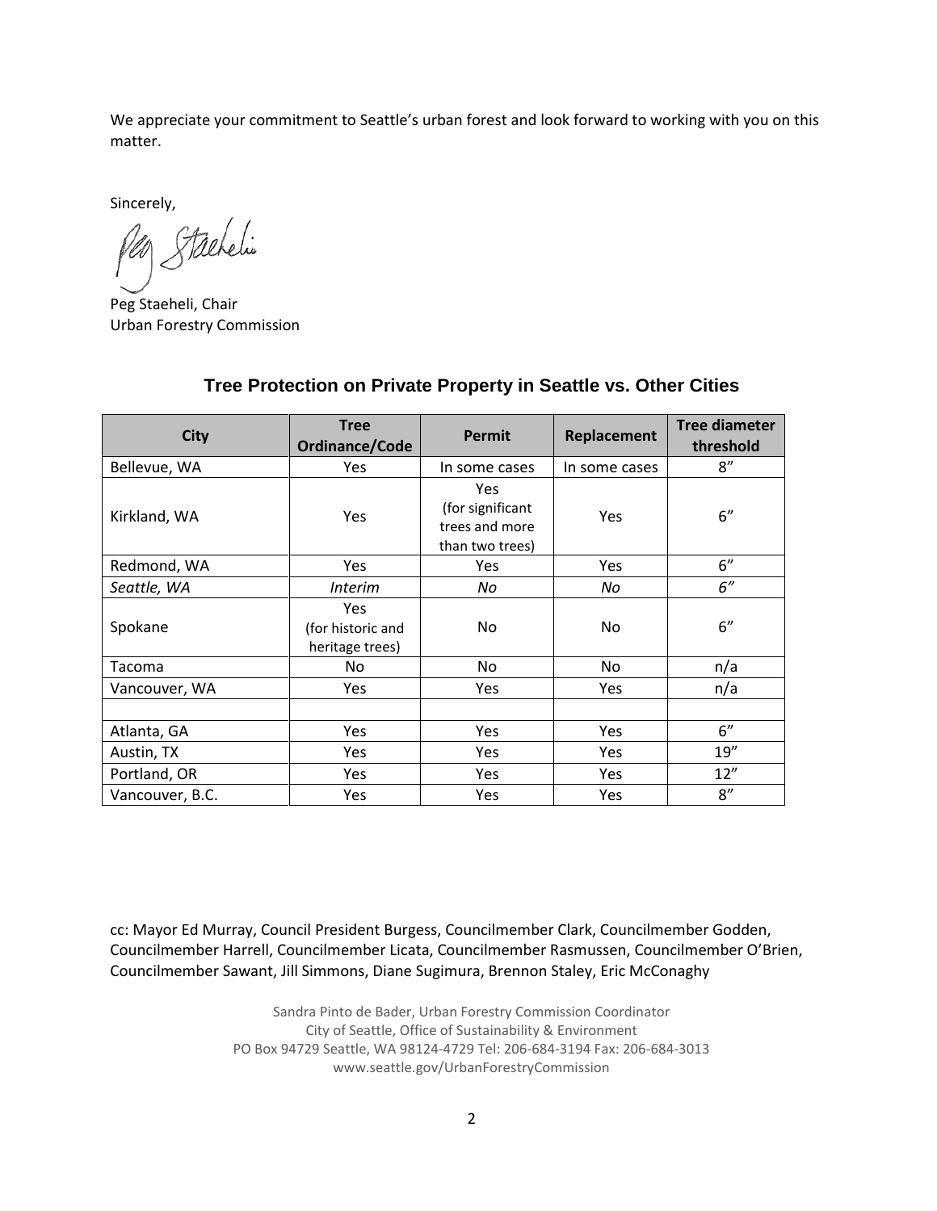We appreciate your commitment to Seattle's urban forest and look forward to working with you on this matter.

Sincerely,

Peg Staeheli, Chair
Urban Forestry Commission

## Tree Protection on Private Property in Seattle vs. Other Cities

| City | Tree Ordinance/Code | Permit | Replacement | Tree diameter threshold |
|---|---|---|---|---|
| Bellevue, WA | Yes | In some cases | In some cases | 8” |
| Kirkland, WA | Yes | Yes (for significant trees and more than two trees) | Yes | 6” |
| Redmond, WA | Yes | Yes | Yes | 6” |
| *Seattle, WA* | *Interim* | *No* | *No* | *6”* |
| Spokane | Yes (for historic and heritage trees) | No | No | 6” |
| Tacoma | No | No | No | n/a |
| Vancouver, WA | Yes | Yes | Yes | n/a |
| | | | | |
| Atlanta, GA | Yes | Yes | Yes | 6” |
| Austin, TX | Yes | Yes | Yes | 19” |
| Portland, OR | Yes | Yes | Yes | 12” |
| Vancouver, B.C. | Yes | Yes | Yes | 8” |

cc: Mayor Ed Murray, Council President Burgess, Councilmember Clark, Councilmember Godden, Councilmember Harrell, Councilmember Licata, Councilmember Rasmussen, Councilmember O'Brien, Councilmember Sawant, Jill Simmons, Diane Sugimura, Brennon Staley, Eric McConaghy

Sandra Pinto de Bader, Urban Forestry Commission Coordinator
City of Seattle, Office of Sustainability & Environment
PO Box 94729 Seattle, WA 98124-4729 Tel: 206-684-3194 Fax: 206-684-3013
www.seattle.gov/UrbanForestryCommission